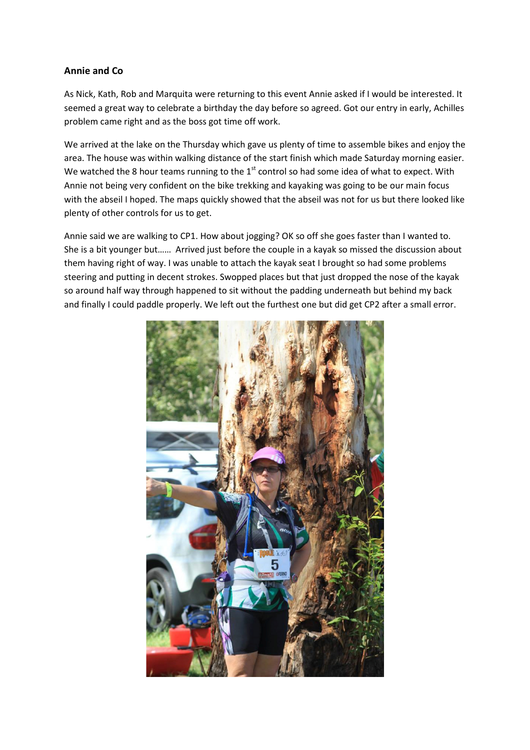**Annie and Co**

As Nick, Kath, Rob and Marquita were returning to this event Annie asked if I would be interested. It seemed a great way to celebrate a birthday the day before so agreed. Got our entry in early, Achilles problem came right and as the boss got time off work.

We arrived at the lake on the Thursday which gave us plenty of time to assemble bikes and enjoy the area. The house was within walking distance of the start finish which made Saturday morning easier. We watched the 8 hour teams running to the 1st control so had some idea of what to expect. With Annie not being very confident on the bike trekking and kayaking was going to be our main focus with the abseil I hoped. The maps quickly showed that the abseil was not for us but there looked like plenty of other controls for us to get.

Annie said we are walking to CP1. How about jogging? OK so off she goes faster than I wanted to. She is a bit younger but…… Arrived just before the couple in a kayak so missed the discussion about them having right of way. I was unable to attach the kayak seat I brought so had some problems steering and putting in decent strokes. Swopped places but that just dropped the nose of the kayak so around half way through happened to sit without the padding underneath but behind my back and finally I could paddle properly. We left out the furthest one but did get CP2 after a small error.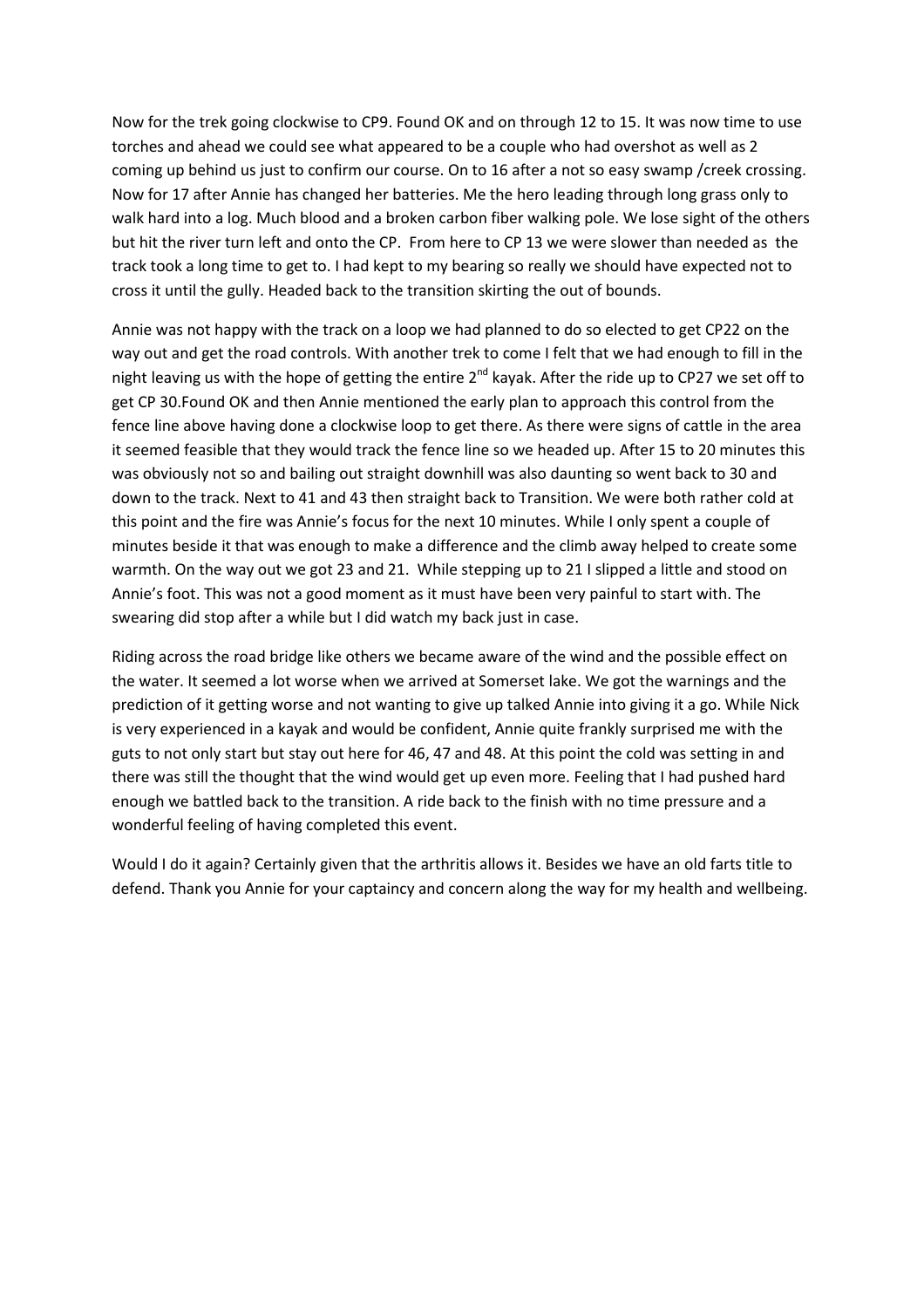Now for the trek going clockwise to CP9. Found OK and on through 12 to 15. It was now time to use torches and ahead we could see what appeared to be a couple who had overshot as well as 2 coming up behind us just to confirm our course. On to 16 after a not so easy swamp /creek crossing. Now for 17 after Annie has changed her batteries. Me the hero leading through long grass only to walk hard into a log. Much blood and a broken carbon fiber walking pole. We lose sight of the others but hit the river turn left and onto the CP. From here to CP 13 we were slower than needed as the track took a long time to get to. I had kept to my bearing so really we should have expected not to cross it until the gully. Headed back to the transition skirting the out of bounds.

Annie was not happy with the track on a loop we had planned to do so elected to get CP22 on the way out and get the road controls. With another trek to come I felt that we had enough to fill in the night leaving us with the hope of getting the entire 2nd kayak. After the ride up to CP27 we set off to get CP 30.Found OK and then Annie mentioned the early plan to approach this control from the fence line above having done a clockwise loop to get there. As there were signs of cattle in the area it seemed feasible that they would track the fence line so we headed up. After 15 to 20 minutes this was obviously not so and bailing out straight downhill was also daunting so went back to 30 and down to the track. Next to 41 and 43 then straight back to Transition. We were both rather cold at this point and the fire was Annie's focus for the next 10 minutes. While I only spent a couple of minutes beside it that was enough to make a difference and the climb away helped to create some warmth. On the way out we got 23 and 21. While stepping up to 21 I slipped a little and stood on Annie's foot. This was not a good moment as it must have been very painful to start with. The swearing did stop after a while but I did watch my back just in case.

Riding across the road bridge like others we became aware of the wind and the possible effect on the water. It seemed a lot worse when we arrived at Somerset lake. We got the warnings and the prediction of it getting worse and not wanting to give up talked Annie into giving it a go. While Nick is very experienced in a kayak and would be confident, Annie quite frankly surprised me with the guts to not only start but stay out here for 46, 47 and 48. At this point the cold was setting in and there was still the thought that the wind would get up even more. Feeling that I had pushed hard enough we battled back to the transition. A ride back to the finish with no time pressure and a wonderful feeling of having completed this event.

Would I do it again? Certainly given that the arthritis allows it. Besides we have an old farts title to defend. Thank you Annie for your captaincy and concern along the way for my health and wellbeing.